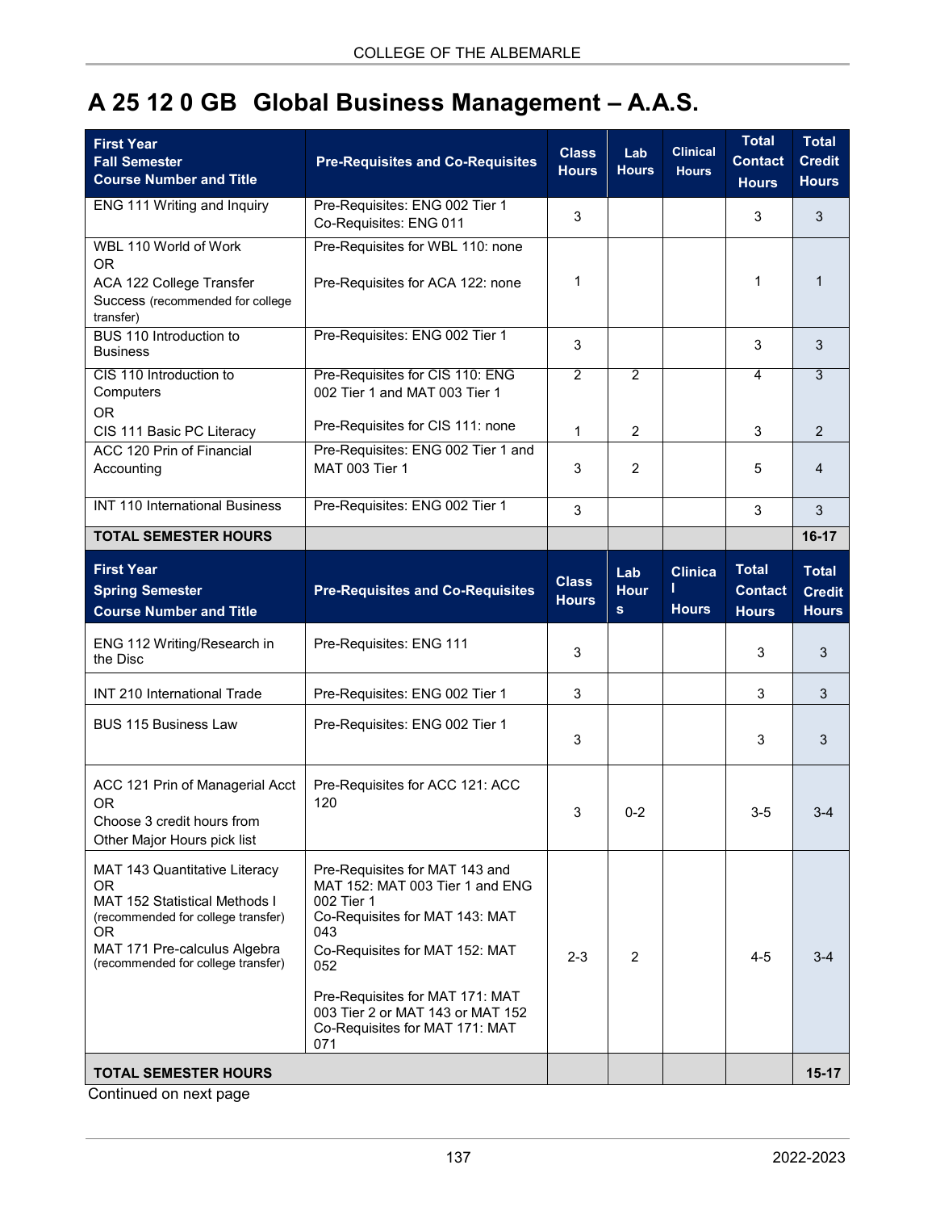# A 25 12 0 GB Global Business Management – A.A.S.

| First Year<br>Fall Semester<br>Course Number and Title | Pre-Requisites and Co-Requisites | Class Hours | Lab Hours | Clinical Hours | Total Contact Hours | Total Credit Hours |
|---|---|---|---|---|---|---|
| ENG 111 Writing and Inquiry | Pre-Requisites: ENG 002 Tier 1<br>Co-Requisites: ENG 011 | 3 | | | 3 | 3 |
| WBL 110 World of Work<br>OR<br>ACA 122 College Transfer Success (recommended for college transfer) | Pre-Requisites for WBL 110: none<br><br>Pre-Requisites for ACA 122: none | 1 | | | 1 | 1 |
| BUS 110 Introduction to Business | Pre-Requisites: ENG 002 Tier 1 | 3 | | | 3 | 3 |
| CIS 110 Introduction to Computers<br>OR<br>CIS 111 Basic PC Literacy | Pre-Requisites for CIS 110: ENG 002 Tier 1 and MAT 003 Tier 1<br><br>Pre-Requisites for CIS 111: none | 2<br><br>1 | 2<br><br>2 | | 4<br><br>3 | 3<br><br>2 |
| ACC 120 Prin of Financial Accounting | Pre-Requisites: ENG 002 Tier 1 and MAT 003 Tier 1 | 3 | 2 | | 5 | 4 |
| INT 110 International Business | Pre-Requisites: ENG 002 Tier 1 | 3 | | | 3 | 3 |
| **TOTAL SEMESTER HOURS** | | | | | | **16-17** |
| **First Year<br>Spring Semester<br>Course Number and Title** | **Pre-Requisites and Co-Requisites** | **Class Hours** | **Lab Hours** | **Clinical Hours** | **Total Contact Hours** | **Total Credit Hours** |
| ENG 112 Writing/Research in the Disc | Pre-Requisites: ENG 111 | 3 | | | 3 | 3 |
| INT 210 International Trade | Pre-Requisites: ENG 002 Tier 1 | 3 | | | 3 | 3 |
| BUS 115 Business Law | Pre-Requisites: ENG 002 Tier 1 | 3 | | | 3 | 3 |
| ACC 121 Prin of Managerial Acct<br>OR<br>Choose 3 credit hours from Other Major Hours pick list | Pre-Requisites for ACC 121: ACC 120 | 3 | 0-2 | | 3-5 | 3-4 |
| MAT 143 Quantitative Literacy<br>OR<br>MAT 152 Statistical Methods I (recommended for college transfer)<br>OR<br>MAT 171 Pre-calculus Algebra (recommended for college transfer) | Pre-Requisites for MAT 143 and MAT 152: MAT 003 Tier 1 and ENG 002 Tier 1<br>Co-Requisites for MAT 143: MAT 043<br>Co-Requisites for MAT 152: MAT 052<br><br>Pre-Requisites for MAT 171: MAT 003 Tier 2 or MAT 143 or MAT 152<br>Co-Requisites for MAT 171: MAT 071 | 2-3 | 2 | | 4-5 | 3-4 |
| **TOTAL SEMESTER HOURS** | | | | | | **15-17** |

Continued on next page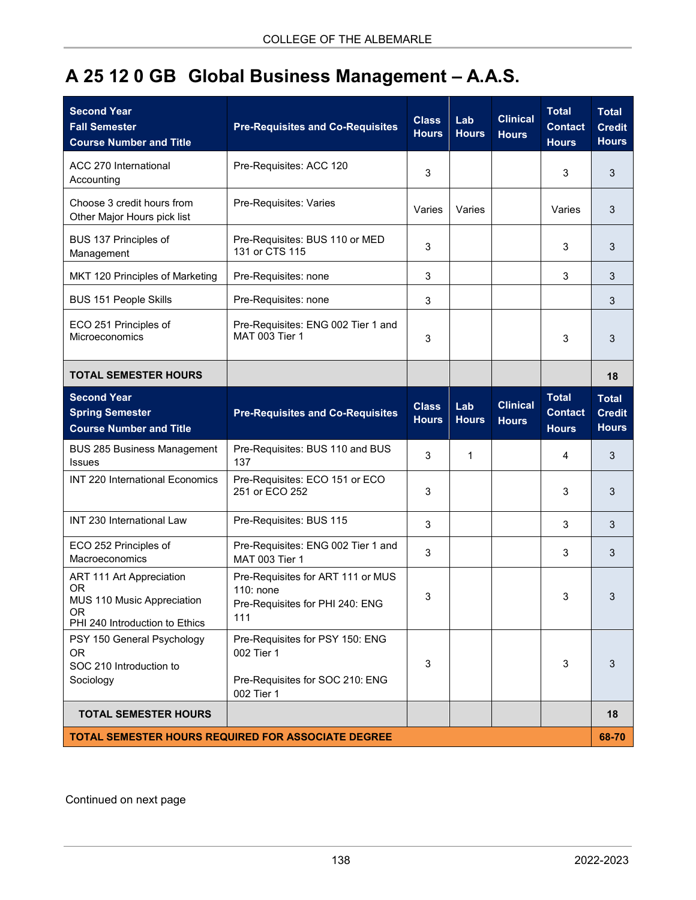# A 25 12 0 GB Global Business Management – A.A.S.

| Second Year Fall Semester Course Number and Title | Pre-Requisites and Co-Requisites | Class Hours | Lab Hours | Clinical Hours | Total Contact Hours | Total Credit Hours |
|---|---|---|---|---|---|---|
| ACC 270 International Accounting | Pre-Requisites: ACC 120 | 3 | | | 3 | 3 |
| Choose 3 credit hours from Other Major Hours pick list | Pre-Requisites: Varies | Varies | Varies | | Varies | 3 |
| BUS 137 Principles of Management | Pre-Requisites: BUS 110 or MED 131 or CTS 115 | 3 | | | 3 | 3 |
| MKT 120 Principles of Marketing | Pre-Requisites: none | 3 | | | 3 | 3 |
| BUS 151 People Skills | Pre-Requisites: none | 3 | | | | 3 |
| ECO 251 Principles of Microeconomics | Pre-Requisites: ENG 002 Tier 1 and MAT 003 Tier 1 | 3 | | | 3 | 3 |
| **TOTAL SEMESTER HOURS** | | | | | | **18** |
| **Second Year Spring Semester Course Number and Title** | **Pre-Requisites and Co-Requisites** | **Class Hours** | **Lab Hours** | **Clinical Hours** | **Total Contact Hours** | **Total Credit Hours** |
| BUS 285 Business Management Issues | Pre-Requisites: BUS 110 and BUS 137 | 3 | 1 | | 4 | 3 |
| INT 220 International Economics | Pre-Requisites: ECO 151 or ECO 251 or ECO 252 | 3 | | | 3 | 3 |
| INT 230 International Law | Pre-Requisites: BUS 115 | 3 | | | 3 | 3 |
| ECO 252 Principles of Macroeconomics | Pre-Requisites: ENG 002 Tier 1 and MAT 003 Tier 1 | 3 | | | 3 | 3 |
| ART 111 Art Appreciation OR MUS 110 Music Appreciation OR PHI 240 Introduction to Ethics | Pre-Requisites for ART 111 or MUS 110: none<br>Pre-Requisites for PHI 240: ENG 111 | 3 | | | 3 | 3 |
| PSY 150 General Psychology OR SOC 210 Introduction to Sociology | Pre-Requisites for PSY 150: ENG 002 Tier 1<br>Pre-Requisites for SOC 210: ENG 002 Tier 1 | 3 | | | 3 | 3 |
| **TOTAL SEMESTER HOURS** | | | | | | **18** |
| **TOTAL SEMESTER HOURS REQUIRED FOR ASSOCIATE DEGREE** | | | | | | **68-70** |

Continued on next page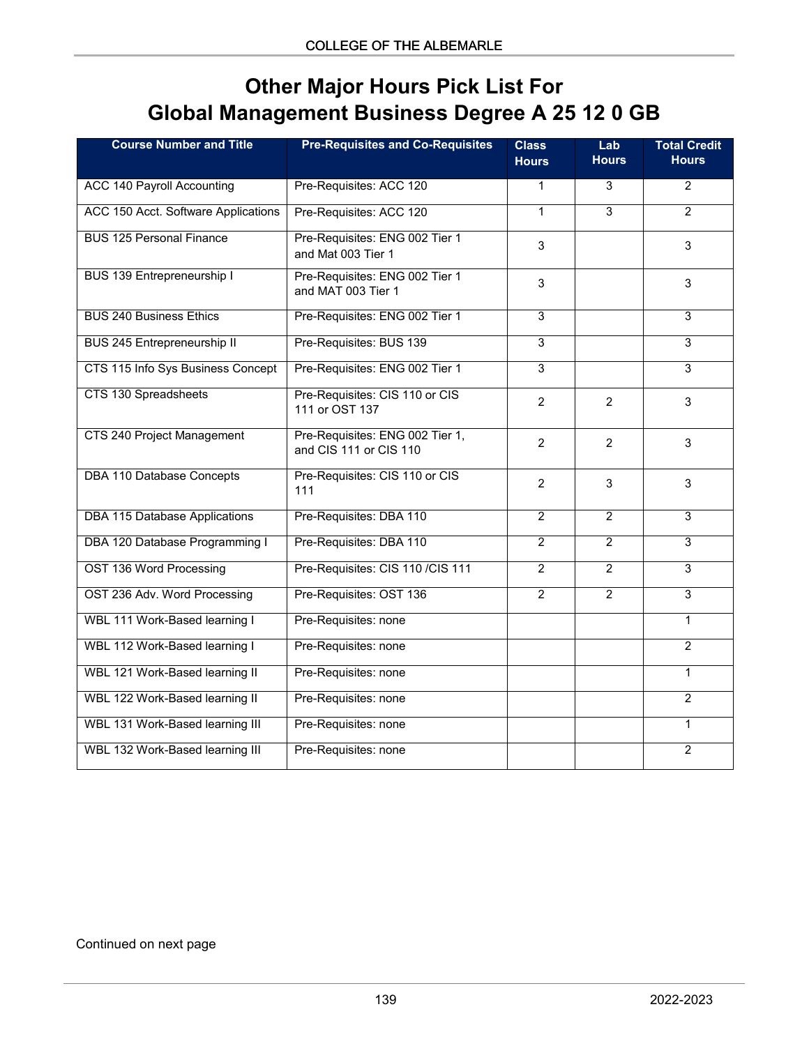# Other Major Hours Pick List For Global Management Business Degree A 25 12 0 GB

| Course Number and Title | Pre-Requisites and Co-Requisites | Class Hours | Lab Hours | Total Credit Hours |
|---|---|---|---|---|
| ACC 140 Payroll Accounting | Pre-Requisites: ACC 120 | 1 | 3 | 2 |
| ACC 150 Acct. Software Applications | Pre-Requisites: ACC 120 | 1 | 3 | 2 |
| BUS 125 Personal Finance | Pre-Requisites: ENG 002 Tier 1 and Mat 003 Tier 1 | 3 | | 3 |
| BUS 139 Entrepreneurship I | Pre-Requisites: ENG 002 Tier 1 and MAT 003 Tier 1 | 3 | | 3 |
| BUS 240 Business Ethics | Pre-Requisites: ENG 002 Tier 1 | 3 | | 3 |
| BUS 245 Entrepreneurship II | Pre-Requisites: BUS 139 | 3 | | 3 |
| CTS 115 Info Sys Business Concept | Pre-Requisites: ENG 002 Tier 1 | 3 | | 3 |
| CTS 130 Spreadsheets | Pre-Requisites: CIS 110 or CIS 111 or OST 137 | 2 | 2 | 3 |
| CTS 240 Project Management | Pre-Requisites: ENG 002 Tier 1, and CIS 111 or CIS 110 | 2 | 2 | 3 |
| DBA 110 Database Concepts | Pre-Requisites: CIS 110 or CIS 111 | 2 | 3 | 3 |
| DBA 115 Database Applications | Pre-Requisites: DBA 110 | 2 | 2 | 3 |
| DBA 120 Database Programming I | Pre-Requisites: DBA 110 | 2 | 2 | 3 |
| OST 136 Word Processing | Pre-Requisites: CIS 110 /CIS 111 | 2 | 2 | 3 |
| OST 236 Adv. Word Processing | Pre-Requisites: OST 136 | 2 | 2 | 3 |
| WBL 111 Work-Based learning I | Pre-Requisites: none | | | 1 |
| WBL 112 Work-Based learning I | Pre-Requisites: none | | | 2 |
| WBL 121 Work-Based learning II | Pre-Requisites: none | | | 1 |
| WBL 122 Work-Based learning II | Pre-Requisites: none | | | 2 |
| WBL 131 Work-Based learning III | Pre-Requisites: none | | | 1 |
| WBL 132 Work-Based learning III | Pre-Requisites: none | | | 2 |

Continued on next page